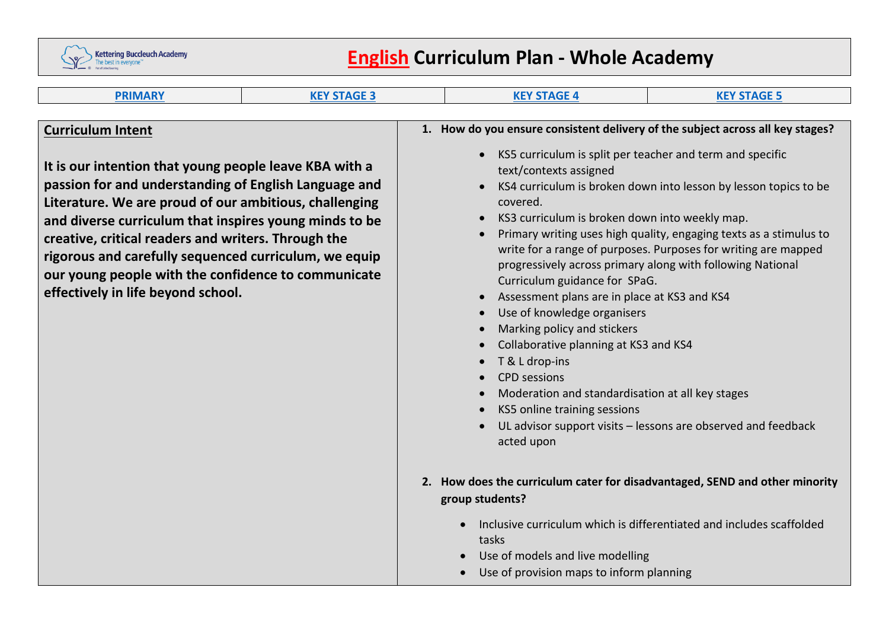# English Curriculum Plan - Whole Academy

| PRIMARY | KEY STAGE 3 | KEY STAGE 4 | KEY STAGE 5 |
| --- | --- | --- | --- |

## Curriculum Intent

**It is our intention that young people leave KBA with a passion for and understanding of English Language and Literature. We are proud of our ambitious, challenging and diverse curriculum that inspires young minds to be creative, critical readers and writers. Through the rigorous and carefully sequenced curriculum, we equip our young people with the confidence to communicate effectively in life beyond school.**

**1. How do you ensure consistent delivery of the subject across all key stages?**

- KS5 curriculum is split per teacher and term and specific text/contexts assigned
- KS4 curriculum is broken down into lesson by lesson topics to be covered.
- KS3 curriculum is broken down into weekly map.
- Primary writing uses high quality, engaging texts as a stimulus to write for a range of purposes. Purposes for writing are mapped progressively across primary along with following National Curriculum guidance for SPaG.
- Assessment plans are in place at KS3 and KS4
- Use of knowledge organisers
- Marking policy and stickers
- Collaborative planning at KS3 and KS4
- T & L drop-ins
- CPD sessions
- Moderation and standardisation at all key stages
- KS5 online training sessions
- UL advisor support visits – lessons are observed and feedback acted upon

**2. How does the curriculum cater for disadvantaged, SEND and other minority group students?**

- Inclusive curriculum which is differentiated and includes scaffolded tasks
- Use of models and live modelling
- Use of provision maps to inform planning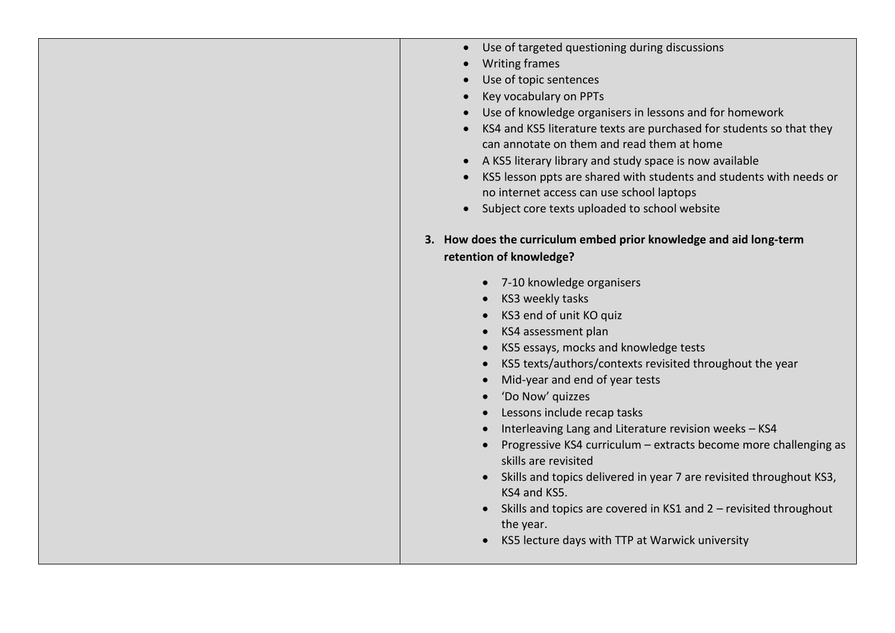| | |
|---|---|
| | <ul><li>Use of targeted questioning during discussions</li><li>Writing frames</li><li>Use of topic sentences</li><li>Key vocabulary on PPTs</li><li>Use of knowledge organisers in lessons and for homework</li><li>KS4 and KS5 literature texts are purchased for students so that they can annotate on them and read them at home</li><li>A KS5 literary library and study space is now available</li><li>KS5 lesson ppts are shared with students and students with needs or no internet access can use school laptops</li><li>Subject core texts uploaded to school website</li></ul>**3. How does the curriculum embed prior knowledge and aid long-term retention of knowledge?**<ul><li>7-10 knowledge organisers</li><li>KS3 weekly tasks</li><li>KS3 end of unit KO quiz</li><li>KS4 assessment plan</li><li>KS5 essays, mocks and knowledge tests</li><li>KS5 texts/authors/contexts revisited throughout the year</li><li>Mid-year and end of year tests</li><li>'Do Now' quizzes</li><li>Lessons include recap tasks</li><li>Interleaving Lang and Literature revision weeks – KS4</li><li>Progressive KS4 curriculum – extracts become more challenging as skills are revisited</li><li>Skills and topics delivered in year 7 are revisited throughout KS3, KS4 and KS5.</li><li>Skills and topics are covered in KS1 and 2 – revisited throughout the year.</li><li>KS5 lecture days with TTP at Warwick university</li></ul> |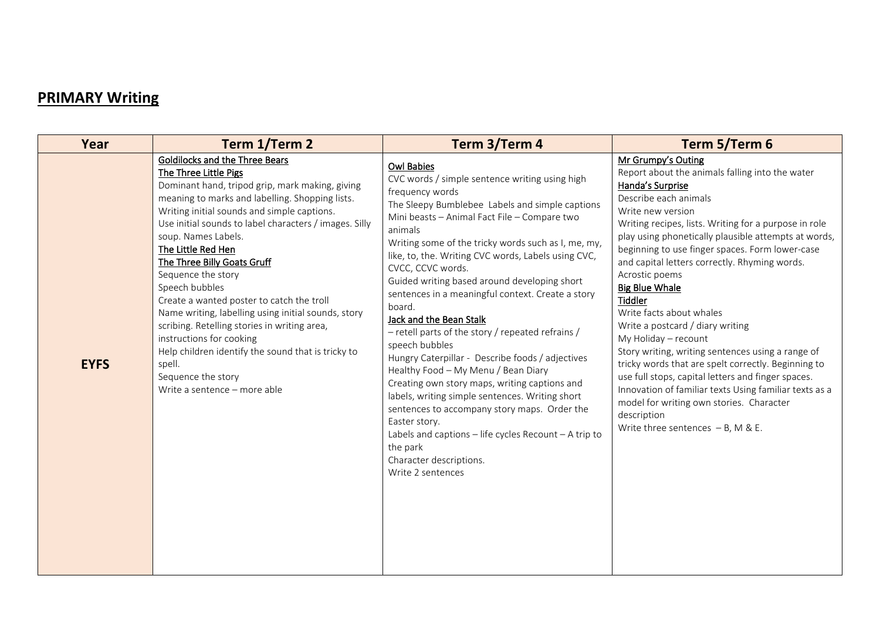## **PRIMARY Writing**

| Year | Term 1/Term 2 | Term 3/Term 4 | Term 5/Term 6 |
|---|---|---|---|
| **EYFS** | <u>Goldilocks and the Three Bears</u><br><u>The Three Little Pigs</u><br>Dominant hand, tripod grip, mark making, giving meaning to marks and labelling. Shopping lists.<br>Writing initial sounds and simple captions.<br>Use initial sounds to label characters / images. Silly soup. Names Labels.<br><u>The Little Red Hen</u><br><u>The Three Billy Goats Gruff</u><br>Sequence the story<br>Speech bubbles<br>Create a wanted poster to catch the troll<br>Name writing, labelling using initial sounds, story scribing. Retelling stories in writing area, instructions for cooking<br>Help children identify the sound that is tricky to spell.<br>Sequence the story<br>Write a sentence – more able | <u>Owl Babies</u><br>CVC words / simple sentence writing using high frequency words<br>The Sleepy Bumblebee Labels and simple captions<br>Mini beasts – Animal Fact File – Compare two animals<br>Writing some of the tricky words such as I, me, my, like, to, the. Writing CVC words, Labels using CVC, CVCC, CCVC words.<br>Guided writing based around developing short sentences in a meaningful context. Create a story board.<br><u>Jack and the Bean Stalk</u><br>– retell parts of the story / repeated refrains / speech bubbles<br>Hungry Caterpillar - Describe foods / adjectives<br>Healthy Food – My Menu / Bean Diary<br>Creating own story maps, writing captions and labels, writing simple sentences. Writing short sentences to accompany story maps. Order the Easter story.<br>Labels and captions – life cycles Recount – A trip to the park<br>Character descriptions.<br>Write 2 sentences | <u>Mr Grumpy's Outing</u><br>Report about the animals falling into the water<br><u>Handa's Surprise</u><br>Describe each animals<br>Write new version<br>Writing recipes, lists. Writing for a purpose in role play using phonetically plausible attempts at words, beginning to use finger spaces. Form lower-case and capital letters correctly. Rhyming words.<br>Acrostic poems<br><u>Big Blue Whale</u><br><u>Tiddler</u><br>Write facts about whales<br>Write a postcard / diary writing<br>My Holiday – recount<br>Story writing, writing sentences using a range of tricky words that are spelt correctly. Beginning to use full stops, capital letters and finger spaces.<br>Innovation of familiar texts Using familiar texts as a model for writing own stories. Character description<br>Write three sentences – B, M & E. |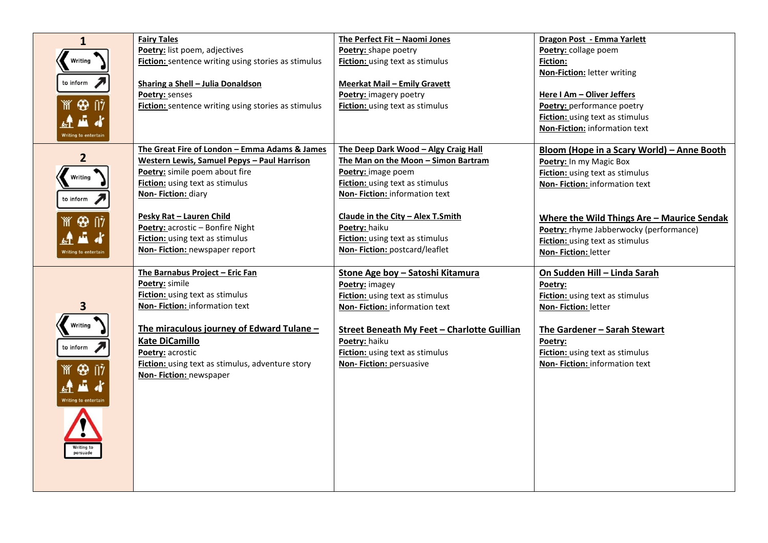| | | | |
|---|---|---|---|
| **1**<br>Writing<br>to inform<br>Writing to entertain | **Fairy Tales**<br>**Poetry:** list poem, adjectives<br>**Fiction:** sentence writing using stories as stimulus<br><br>**Sharing a Shell – Julia Donaldson**<br>**Poetry:** senses<br>**Fiction:** sentence writing using stories as stimulus | **The Perfect Fit – Naomi Jones**<br>**Poetry:** shape poetry<br>**Fiction:** using text as stimulus<br><br>**Meerkat Mail – Emily Gravett**<br>**Poetry:** imagery poetry<br>**Fiction:** using text as stimulus | **Dragon Post - Emma Yarlett**<br>**Poetry:** collage poem<br>**Fiction:**<br>**Non-Fiction:** letter writing<br><br>**Here I Am – Oliver Jeffers**<br>**Poetry:** performance poetry<br>**Fiction:** using text as stimulus<br>**Non-Fiction:** information text |
| **2**<br>Writing<br>to inform<br>Writing to entertain | **The Great Fire of London – Emma Adams & James Western Lewis, Samuel Pepys – Paul Harrison**<br>**Poetry:** simile poem about fire<br>**Fiction:** using text as stimulus<br>**Non- Fiction:** diary<br><br>**Pesky Rat – Lauren Child**<br>**Poetry:** acrostic – Bonfire Night<br>**Fiction:** using text as stimulus<br>**Non- Fiction:** newspaper report | **The Deep Dark Wood – Algy Craig Hall**<br>**The Man on the Moon – Simon Bartram**<br>**Poetry:** image poem<br>**Fiction:** using text as stimulus<br>**Non- Fiction:** information text<br><br>**Claude in the City – Alex T.Smith**<br>**Poetry:** haiku<br>**Fiction:** using text as stimulus<br>**Non- Fiction:** postcard/leaflet | **Bloom (Hope in a Scary World) – Anne Booth**<br>**Poetry:** In my Magic Box<br>**Fiction:** using text as stimulus<br>**Non- Fiction:** information text<br><br>**Where the Wild Things Are – Maurice Sendak**<br>**Poetry:** rhyme Jabberwocky (performance)<br>**Fiction:** using text as stimulus<br>**Non- Fiction:** letter |
| **3**<br>Writing<br>to inform<br>Writing to entertain<br>Writing to persuade | **The Barnabus Project – Eric Fan**<br>**Poetry:** simile<br>**Fiction:** using text as stimulus<br>**Non- Fiction:** information text<br><br>**The miraculous journey of Edward Tulane – Kate DiCamillo**<br>**Poetry:** acrostic<br>**Fiction:** using text as stimulus, adventure story<br>**Non- Fiction:** newspaper | **Stone Age boy – Satoshi Kitamura**<br>**Poetry:** imagey<br>**Fiction:** using text as stimulus<br>**Non- Fiction:** information text<br><br>**Street Beneath My Feet – Charlotte Guillian**<br>**Poetry:** haiku<br>**Fiction:** using text as stimulus<br>**Non- Fiction:** persuasive | **On Sudden Hill – Linda Sarah**<br>**Poetry:**<br>**Fiction:** using text as stimulus<br>**Non- Fiction:** letter<br><br>**The Gardener – Sarah Stewart**<br>**Poetry:**<br>**Fiction:** using text as stimulus<br>**Non- Fiction:** information text |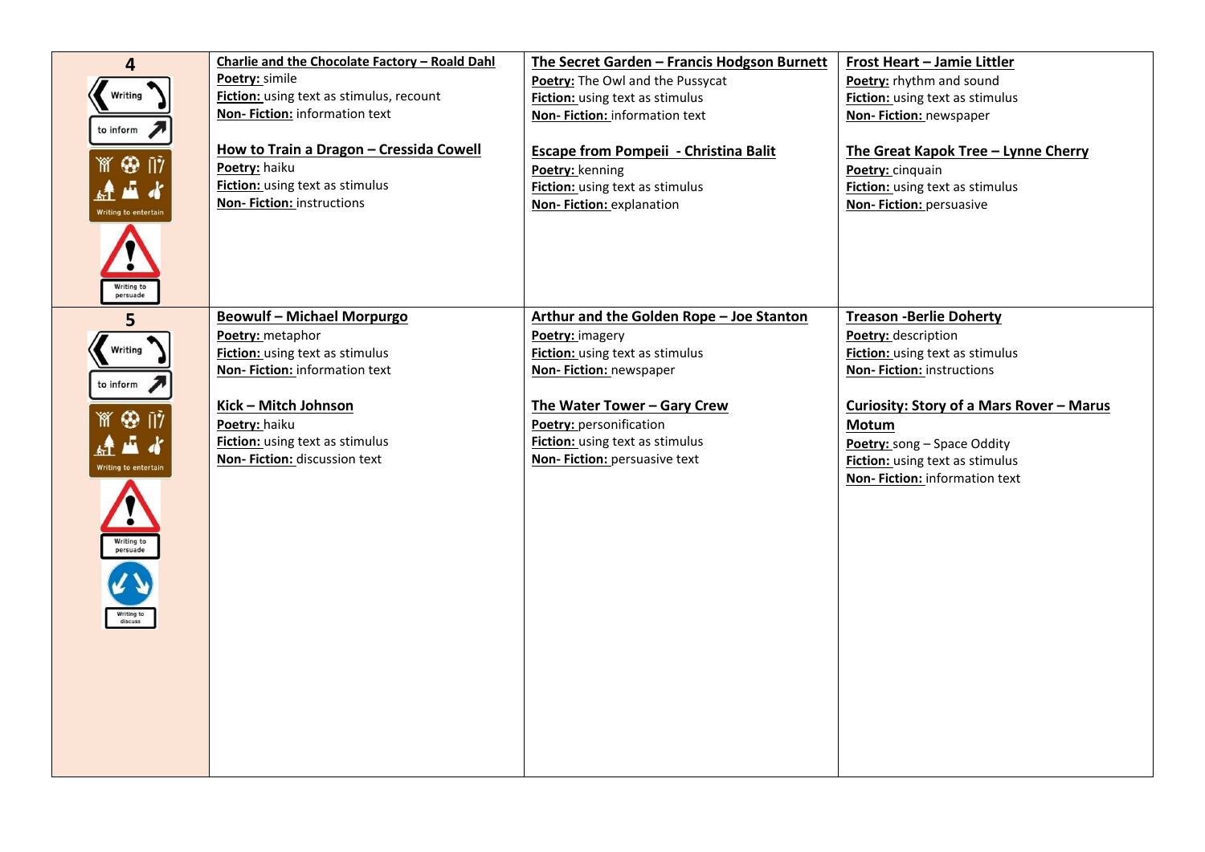| | | | |
|---|---|---|---|
| **4**<br>Writing to inform<br>Writing to entertain<br>Writing to persuade | **Charlie and the Chocolate Factory – Roald Dahl**<br>**Poetry:** simile<br>**Fiction:** using text as stimulus, recount<br>**Non- Fiction:** information text<br><br>**How to Train a Dragon – Cressida Cowell**<br>**Poetry:** haiku<br>**Fiction:** using text as stimulus<br>**Non- Fiction:** instructions | **The Secret Garden – Francis Hodgson Burnett**<br>**Poetry:** The Owl and the Pussycat<br>**Fiction:** using text as stimulus<br>**Non- Fiction:** information text<br><br>**Escape from Pompeii - Christina Balit**<br>**Poetry:** kenning<br>**Fiction:** using text as stimulus<br>**Non- Fiction:** explanation | **Frost Heart – Jamie Littler**<br>**Poetry:** rhythm and sound<br>**Fiction:** using text as stimulus<br>**Non- Fiction:** newspaper<br><br>**The Great Kapok Tree – Lynne Cherry**<br>**Poetry:** cinquain<br>**Fiction:** using text as stimulus<br>**Non- Fiction:** persuasive |
| **5**<br>Writing to inform<br>Writing to entertain<br>Writing to persuade<br>Writing to discuss | **Beowulf – Michael Morpurgo**<br>**Poetry:** metaphor<br>**Fiction:** using text as stimulus<br>**Non- Fiction:** information text<br><br>**Kick – Mitch Johnson**<br>**Poetry:** haiku<br>**Fiction:** using text as stimulus<br>**Non- Fiction:** discussion text | **Arthur and the Golden Rope – Joe Stanton**<br>**Poetry:** imagery<br>**Fiction:** using text as stimulus<br>**Non- Fiction:** newspaper<br><br>**The Water Tower – Gary Crew**<br>**Poetry:** personification<br>**Fiction:** using text as stimulus<br>**Non- Fiction:** persuasive text | **Treason -Berlie Doherty**<br>**Poetry:** description<br>**Fiction:** using text as stimulus<br>**Non- Fiction:** instructions<br><br>**Curiosity: Story of a Mars Rover – Marus Motum**<br>**Poetry:** song – Space Oddity<br>**Fiction:** using text as stimulus<br>**Non- Fiction:** information text |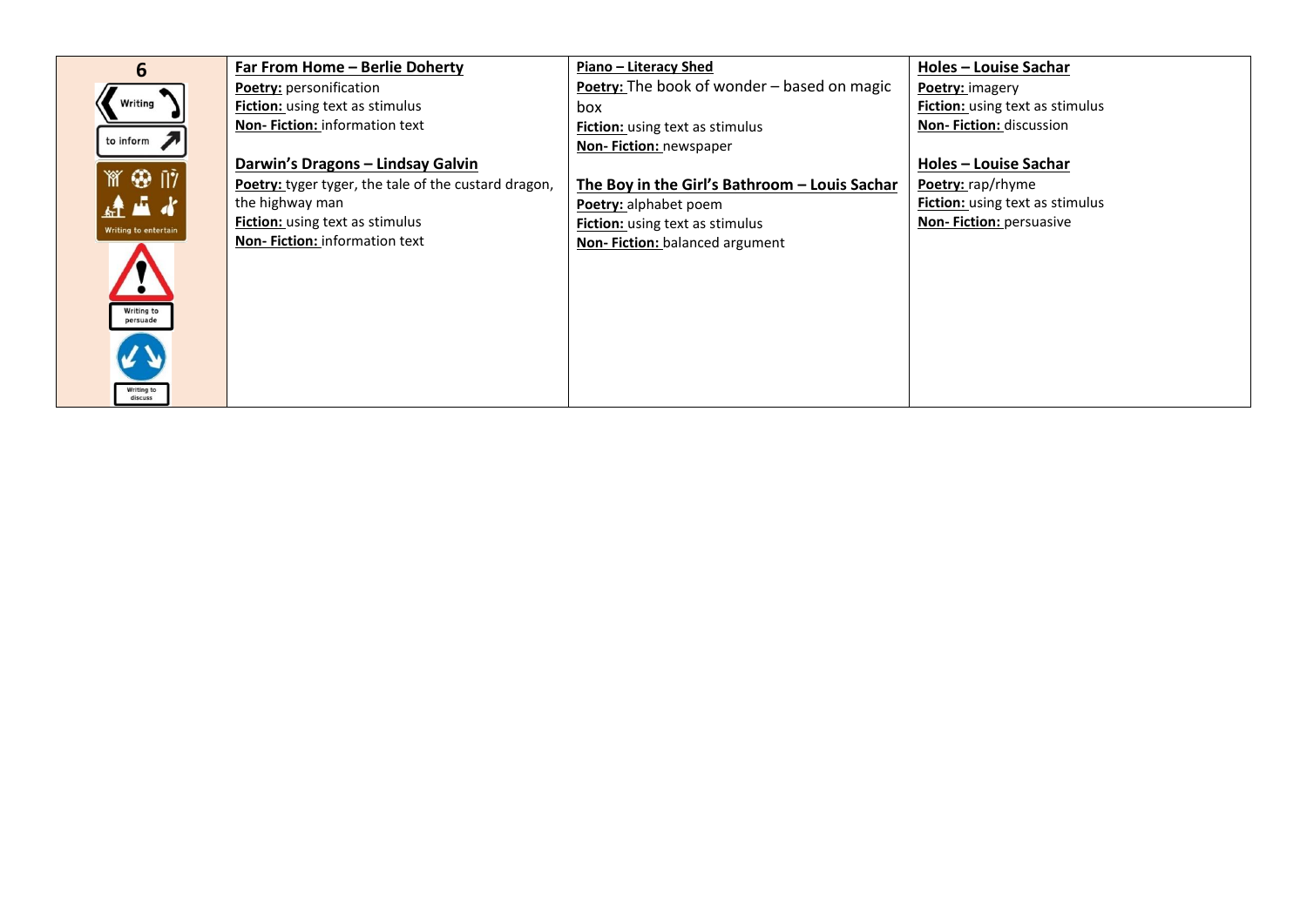| 6 | | | |
|---|---|---|---|
| Writing to inform<br>Writing to entertain<br>Writing to persuade<br>Writing to discuss | **Far From Home – Berlie Doherty**<br>**Poetry:** personification<br>**Fiction:** using text as stimulus<br>**Non- Fiction:** information text<br><br>**Darwin's Dragons – Lindsay Galvin**<br>**Poetry:** tyger tyger, the tale of the custard dragon, the highway man<br>**Fiction:** using text as stimulus<br>**Non- Fiction:** information text | **Piano – Literacy Shed**<br>**Poetry:** The book of wonder – based on magic box<br>**Fiction:** using text as stimulus<br>**Non- Fiction:** newspaper<br><br>**The Boy in the Girl's Bathroom – Louis Sachar**<br>**Poetry:** alphabet poem<br>**Fiction:** using text as stimulus<br>**Non- Fiction:** balanced argument | **Holes – Louise Sachar**<br>**Poetry:** imagery<br>**Fiction:** using text as stimulus<br>**Non- Fiction:** discussion<br><br>**Holes – Louise Sachar**<br>**Poetry:** rap/rhyme<br>**Fiction:** using text as stimulus<br>**Non- Fiction:** persuasive |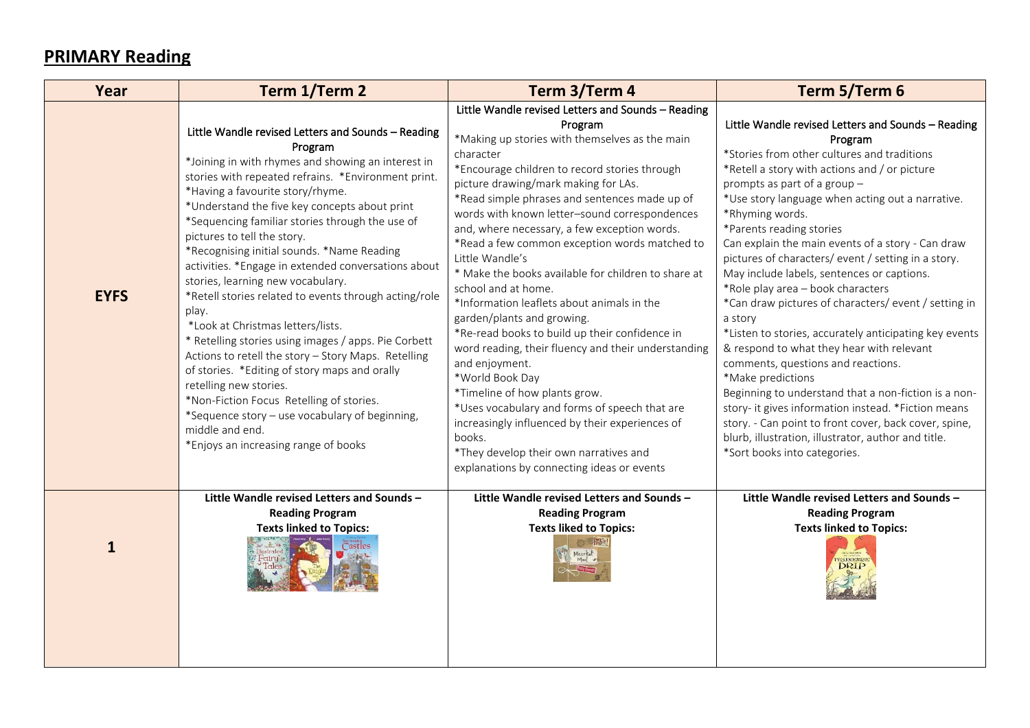## PRIMARY Reading

| Year | Term 1/Term 2 | Term 3/Term 4 | Term 5/Term 6 |
|---|---|---|---|
| **EYFS** | Little Wandle revised Letters and Sounds – Reading Program<br>*Joining in with rhymes and showing an interest in stories with repeated refrains. *Environment print.<br>*Having a favourite story/rhyme.<br>*Understand the five key concepts about print<br>*Sequencing familiar stories through the use of pictures to tell the story.<br>*Recognising initial sounds. *Name Reading activities. *Engage in extended conversations about stories, learning new vocabulary.<br>*Retell stories related to events through acting/role play.<br>*Look at Christmas letters/lists.<br>* Retelling stories using images / apps. Pie Corbett Actions to retell the story – Story Maps. Retelling of stories. *Editing of story maps and orally retelling new stories.<br>*Non-Fiction Focus Retelling of stories.<br>*Sequence story – use vocabulary of beginning, middle and end.<br>*Enjoys an increasing range of books | Little Wandle revised Letters and Sounds – Reading Program<br>*Making up stories with themselves as the main character<br>*Encourage children to record stories through picture drawing/mark making for LAs.<br>*Read simple phrases and sentences made up of words with known letter–sound correspondences and, where necessary, a few exception words.<br>*Read a few common exception words matched to Little Wandle's<br>* Make the books available for children to share at school and at home.<br>*Information leaflets about animals in the garden/plants and growing.<br>*Re-read books to build up their confidence in word reading, their fluency and their understanding and enjoyment.<br>*World Book Day<br>*Timeline of how plants grow.<br>*Uses vocabulary and forms of speech that are increasingly influenced by their experiences of books.<br>*They develop their own narratives and explanations by connecting ideas or events | Little Wandle revised Letters and Sounds – Reading Program<br>*Stories from other cultures and traditions<br>*Retell a story with actions and / or picture prompts as part of a group –<br>*Use story language when acting out a narrative.<br>*Rhyming words.<br>*Parents reading stories<br>Can explain the main events of a story - Can draw pictures of characters/ event / setting in a story. May include labels, sentences or captions.<br>*Role play area – book characters<br>*Can draw pictures of characters/ event / setting in a story<br>*Listen to stories, accurately anticipating key events & respond to what they hear with relevant comments, questions and reactions.<br>*Make predictions<br>Beginning to understand that a non-fiction is a non-story- it gives information instead. *Fiction means story. - Can point to front cover, back cover, spine, blurb, illustration, illustrator, author and title.<br>*Sort books into categories. |
| **1** | **Little Wandle revised Letters and Sounds – Reading Program**<br>**Texts linked to Topics:** | **Little Wandle revised Letters and Sounds – Reading Program**<br>**Texts liked to Topics:** | **Little Wandle revised Letters and Sounds – Reading Program**<br>**Texts linked to Topics:** |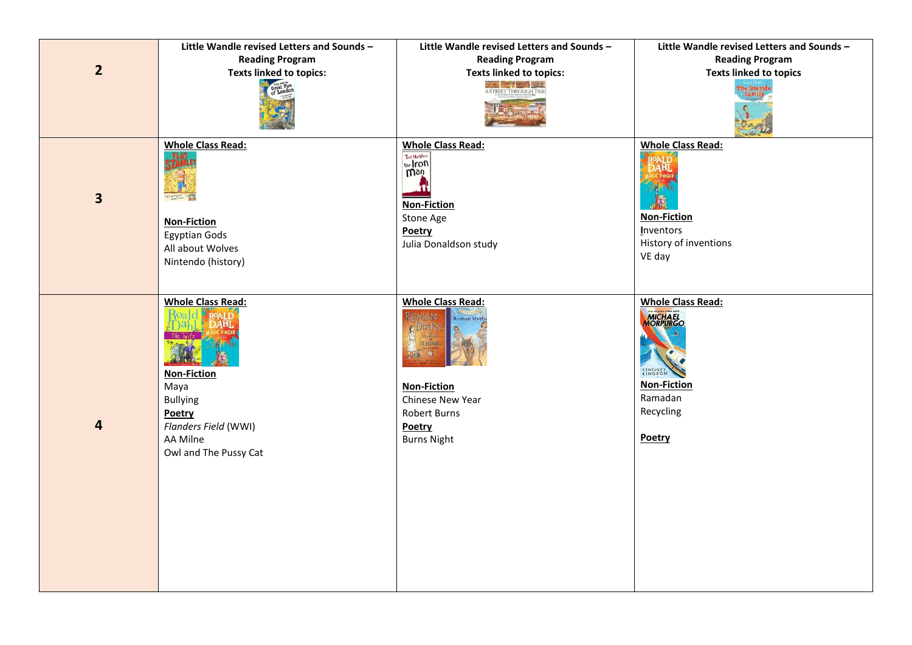| | | | |
|---|---|---|---|
| **2** | **Little Wandle revised Letters and Sounds – Reading Program**<br>**Texts linked to topics:** | **Little Wandle revised Letters and Sounds – Reading Program**<br>**Texts linked to topics:** | **Little Wandle revised Letters and Sounds – Reading Program**<br>**Texts linked to topics** |
| **3** | **Whole Class Read:**<br><br>**Non-Fiction**<br>Egyptian Gods<br>All about Wolves<br>Nintendo (history) | **Whole Class Read:**<br><br>**Non-Fiction**<br>Stone Age<br>**Poetry**<br>Julia Donaldson study | **Whole Class Read:**<br><br>**Non-Fiction**<br>Inventors<br>History of inventions<br>VE day |
| **4** | **Whole Class Read:**<br><br>**Non-Fiction**<br>Maya<br>Bullying<br>**Poetry**<br>*Flanders Field* (WWI)<br>AA Milne<br>Owl and The Pussy Cat | **Whole Class Read:**<br><br>**Non-Fiction**<br>Chinese New Year<br>Robert Burns<br>**Poetry**<br>Burns Night | **Whole Class Read:**<br><br>**Non-Fiction**<br>Ramadan<br>Recycling<br><br>**Poetry** |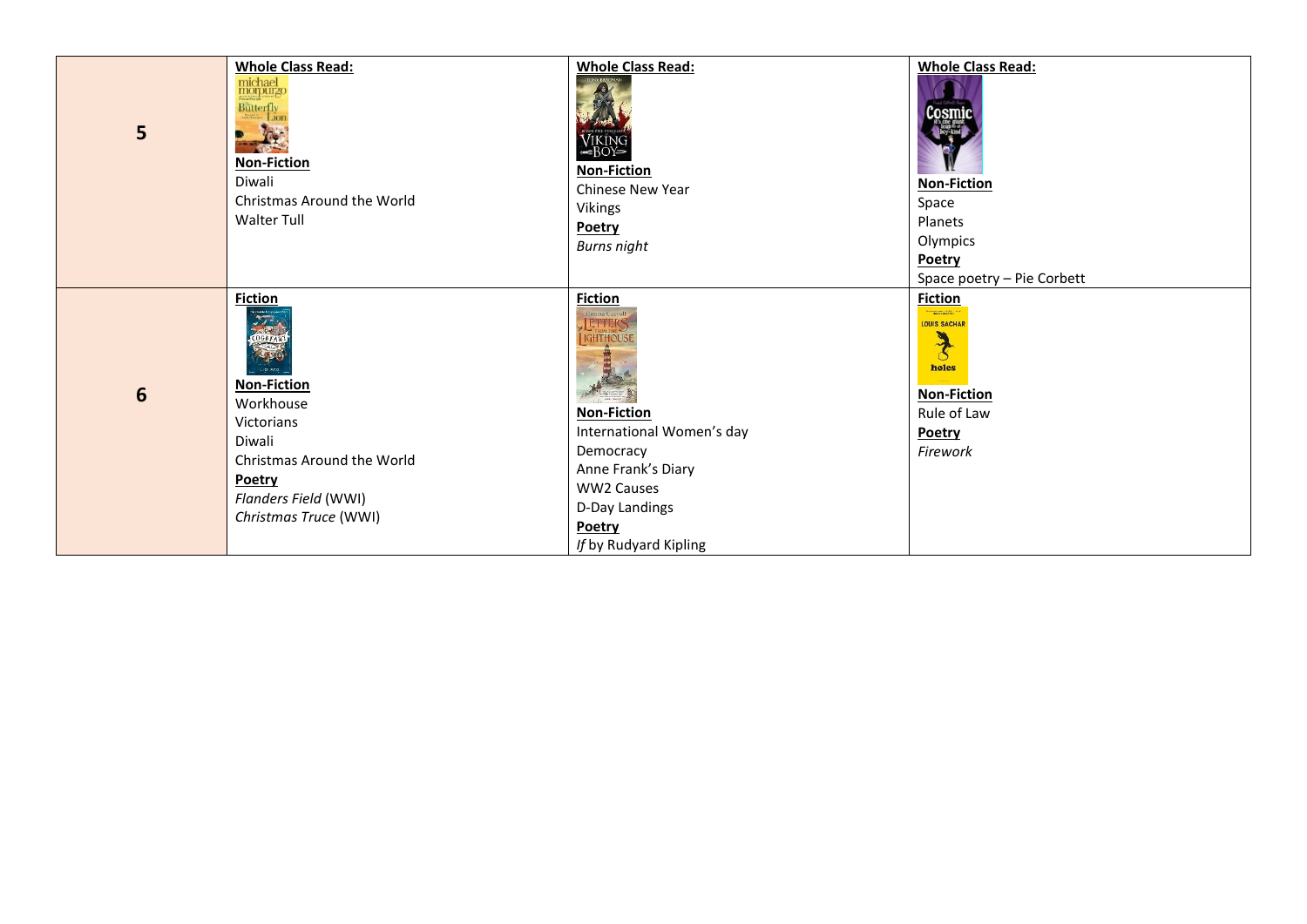| | | | |
|---|---|---|---|
| **5** | **Whole Class Read:**<br>**Non-Fiction**<br>Diwali<br>Christmas Around the World<br>Walter Tull | **Whole Class Read:**<br>**Non-Fiction**<br>Chinese New Year<br>Vikings<br>**Poetry**<br>*Burns night* | **Whole Class Read:**<br>**Non-Fiction**<br>Space<br>Planets<br>Olympics<br>**Poetry**<br>Space poetry – Pie Corbett |
| **6** | **Fiction**<br>**Non-Fiction**<br>Workhouse<br>Victorians<br>Diwali<br>Christmas Around the World<br>**Poetry**<br>*Flanders Field* (WWI)<br>*Christmas Truce* (WWI) | **Fiction**<br>**Non-Fiction**<br>International Women's day<br>Democracy<br>Anne Frank's Diary<br>WW2 Causes<br>D-Day Landings<br>**Poetry**<br>*If* by Rudyard Kipling | **Fiction**<br>**Non-Fiction**<br>Rule of Law<br>**Poetry**<br>*Firework* |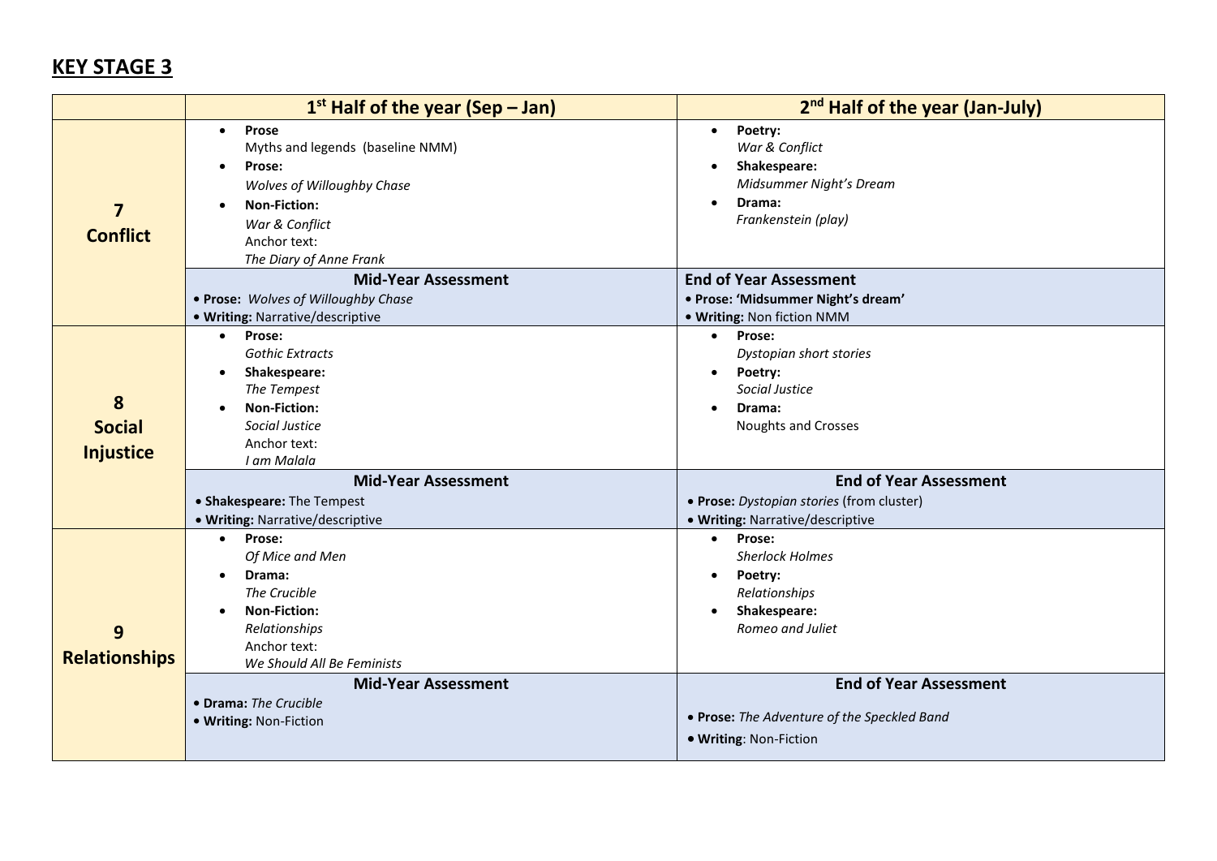# KEY STAGE 3

| | 1st Half of the year (Sep – Jan) | 2nd Half of the year (Jan-July) |
|---|---|---|
| **7 Conflict** | • **Prose** Myths and legends (baseline NMM)<br>• **Prose:** *Wolves of Willoughby Chase*<br>• **Non-Fiction:** *War & Conflict*<br>Anchor text: *The Diary of Anne Frank* | • **Poetry:** *War & Conflict*<br>• **Shakespeare:** *Midsummer Night's Dream*<br>• **Drama:** *Frankenstein (play)* |
| | **Mid-Year Assessment**<br>• **Prose:** *Wolves of Willoughby Chase*<br>• **Writing:** Narrative/descriptive | **End of Year Assessment**<br>• **Prose: 'Midsummer Night's dream'**<br>• **Writing:** Non fiction NMM |
| **8 Social Injustice** | • **Prose:** *Gothic Extracts*<br>• **Shakespeare:** *The Tempest*<br>• **Non-Fiction:** *Social Justice*<br>Anchor text: *I am Malala* | • **Prose:** *Dystopian short stories*<br>• **Poetry:** *Social Justice*<br>• **Drama:** Noughts and Crosses |
| | **Mid-Year Assessment**<br>• **Shakespeare:** The Tempest<br>• **Writing:** Narrative/descriptive | **End of Year Assessment**<br>• **Prose:** *Dystopian stories* (from cluster)<br>• **Writing:** Narrative/descriptive |
| **9 Relationships** | • **Prose:** *Of Mice and Men*<br>• **Drama:** *The Crucible*<br>• **Non-Fiction:** *Relationships*<br>Anchor text: *We Should All Be Feminists* | • **Prose:** *Sherlock Holmes*<br>• **Poetry:** *Relationships*<br>• **Shakespeare:** *Romeo and Juliet* |
| | **Mid-Year Assessment**<br>• **Drama:** *The Crucible*<br>• **Writing:** Non-Fiction | **End of Year Assessment**<br>• **Prose:** *The Adventure of the Speckled Band*<br>• **Writing**: Non-Fiction |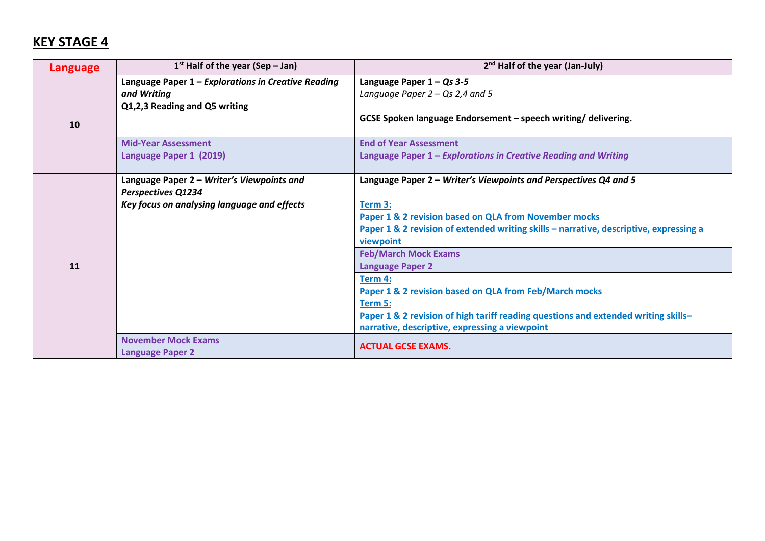## KEY STAGE 4

| Language | 1st Half of the year (Sep – Jan) | 2nd Half of the year (Jan-July) |
|---|---|---|
| 10 | **Language Paper 1 – *Explorations in Creative Reading and Writing*** <br> **Q1,2,3 Reading and Q5 writing** | **Language Paper 1 – *Qs 3-5*** <br> *Language Paper 2 – Qs 2,4 and 5* <br><br> **GCSE Spoken language Endorsement – speech writing/ delivering.** |
| | **Mid-Year Assessment** <br> **Language Paper 1 (2019)** | **End of Year Assessment** <br> **Language Paper 1 – *Explorations in Creative Reading and Writing*** |
| 11 | **Language Paper 2 – *Writer's Viewpoints and Perspectives Q1234*** <br> ***Key focus on analysing language and effects*** | **Language Paper 2 – *Writer's Viewpoints and Perspectives Q4 and 5*** <br><br> **Term 3:** <br> **Paper 1 & 2 revision based on QLA from November mocks** <br> **Paper 1 & 2 revision of extended writing skills – narrative, descriptive, expressing a viewpoint** |
| | | **Feb/March Mock Exams** <br> **Language Paper 2** |
| | | **Term 4:** <br> **Paper 1 & 2 revision based on QLA from Feb/March mocks** <br> **Term 5:** <br> **Paper 1 & 2 revision of high tariff reading questions and extended writing skills– narrative, descriptive, expressing a viewpoint** |
| | **November Mock Exams** <br> **Language Paper 2** | **ACTUAL GCSE EXAMS.** |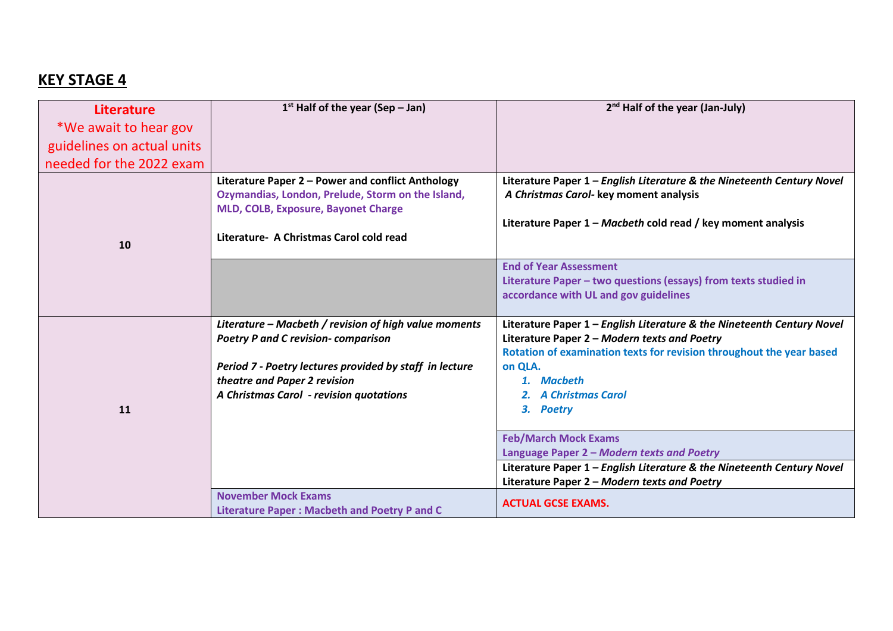## KEY STAGE 4

| Literature *We await to hear gov guidelines on actual units needed for the 2022 exam | 1st Half of the year (Sep – Jan) | 2nd Half of the year (Jan-July) |
|---|---|---|
| 10 | **Literature Paper 2 – Power and conflict Anthology** **Ozymandias, London, Prelude, Storm on the Island, MLD, COLB, Exposure, Bayonet Charge** <br><br> **Literature- A Christmas Carol cold read** | **Literature Paper 1 – *English Literature & the Nineteenth Century Novel*** ***A Christmas Carol*- key moment analysis** <br><br> **Literature Paper 1 – *Macbeth* cold read / key moment analysis** |
| | | **End of Year Assessment** **Literature Paper – two questions (essays) from texts studied in accordance with UL and gov guidelines** |
| 11 | ***Literature – Macbeth / revision of high value moments*** ***Poetry P and C revision- comparison*** <br><br> ***Period 7 - Poetry lectures provided by staff in lecture theatre and Paper 2 revision*** ***A Christmas Carol - revision quotations*** | **Literature Paper 1 – *English Literature & the Nineteenth Century Novel*** **Literature Paper 2 – *Modern texts and Poetry*** **Rotation of examination texts for revision throughout the year based on QLA.** <br> 1. ***Macbeth*** <br> 2. ***A Christmas Carol*** <br> 3. ***Poetry*** |
| | | **Feb/March Mock Exams** **Language Paper 2 – *Modern texts and Poetry*** |
| | | **Literature Paper 1 – *English Literature & the Nineteenth Century Novel*** **Literature Paper 2 – *Modern texts and Poetry*** |
| | **November Mock Exams** **Literature Paper : Macbeth and Poetry P and C** | **ACTUAL GCSE EXAMS.** |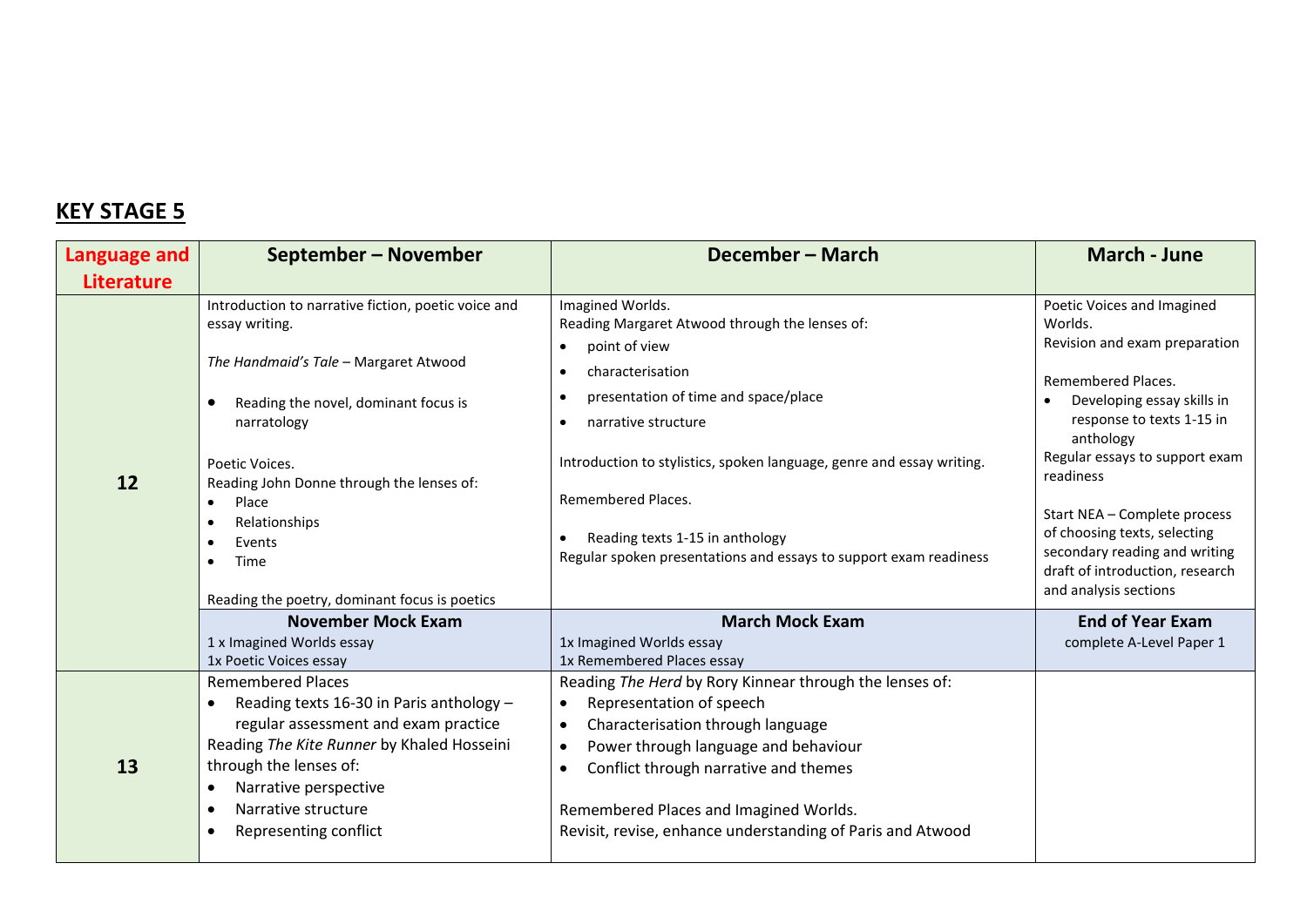## KEY STAGE 5

| Language and Literature | September – November | December – March | March - June |
|---|---|---|---|
| 12 | Introduction to narrative fiction, poetic voice and essay writing.<br><br>*The Handmaid's Tale* – Margaret Atwood<br><br>• Reading the novel, dominant focus is narratology<br><br>Poetic Voices.<br>Reading John Donne through the lenses of:<br>• Place<br>• Relationships<br>• Events<br>• Time<br><br>Reading the poetry, dominant focus is poetics | Imagined Worlds.<br>Reading Margaret Atwood through the lenses of:<br>• point of view<br>• characterisation<br>• presentation of time and space/place<br>• narrative structure<br><br>Introduction to stylistics, spoken language, genre and essay writing.<br><br>Remembered Places.<br><br>• Reading texts 1-15 in anthology<br>Regular spoken presentations and essays to support exam readiness | Poetic Voices and Imagined Worlds.<br>Revision and exam preparation<br><br>Remembered Places.<br>• Developing essay skills in response to texts 1-15 in anthology<br>Regular essays to support exam readiness<br><br>Start NEA – Complete process of choosing texts, selecting secondary reading and writing draft of introduction, research and analysis sections |
| | **November Mock Exam**<br>1 x Imagined Worlds essay<br>1x Poetic Voices essay | **March Mock Exam**<br>1x Imagined Worlds essay<br>1x Remembered Places essay | **End of Year Exam**<br>complete A-Level Paper 1 |
| 13 | Remembered Places<br>• Reading texts 16-30 in Paris anthology – regular assessment and exam practice<br>Reading *The Kite Runner* by Khaled Hosseini through the lenses of:<br>• Narrative perspective<br>• Narrative structure<br>• Representing conflict | Reading *The Herd* by Rory Kinnear through the lenses of:<br>• Representation of speech<br>• Characterisation through language<br>• Power through language and behaviour<br>• Conflict through narrative and themes<br><br>Remembered Places and Imagined Worlds.<br>Revisit, revise, enhance understanding of Paris and Atwood | |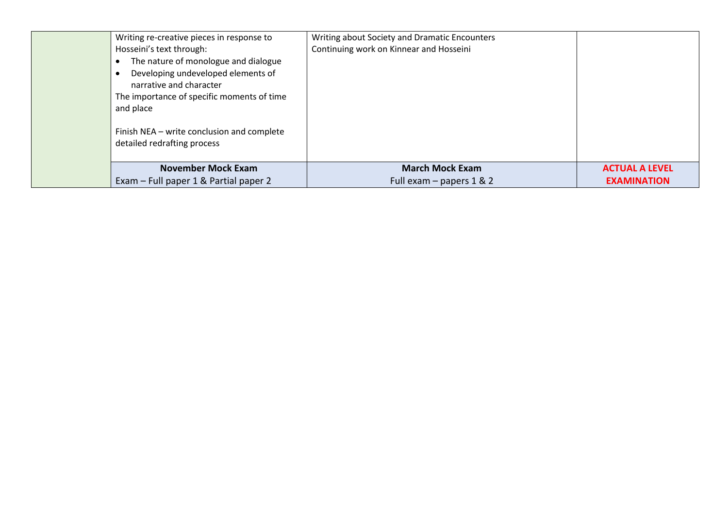| | | | |
|---|---|---|---|
| | Writing re-creative pieces in response to Hosseini's text through:<br>• The nature of monologue and dialogue<br>• Developing undeveloped elements of narrative and character<br>The importance of specific moments of time and place<br><br>Finish NEA – write conclusion and complete detailed redrafting process | Writing about Society and Dramatic Encounters<br>Continuing work on Kinnear and Hosseini | |
| | **November Mock Exam**<br>Exam – Full paper 1 & Partial paper 2 | **March Mock Exam**<br>Full exam – papers 1 & 2 | **ACTUAL A LEVEL EXAMINATION** |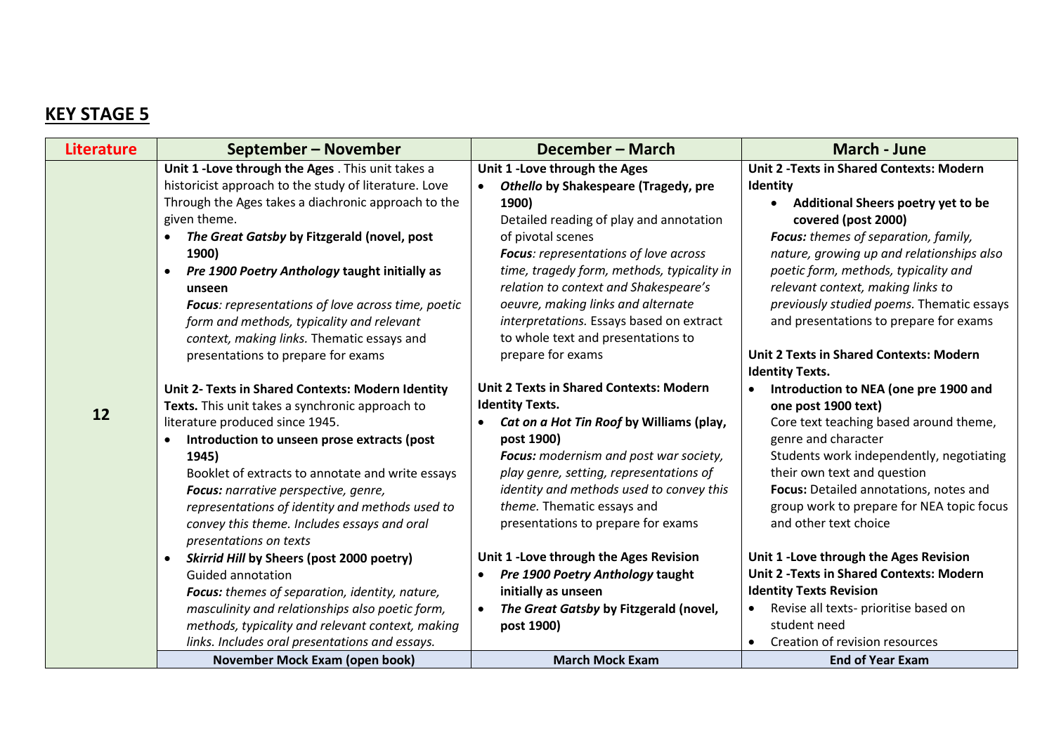## KEY STAGE 5

| Literature | September – November | December – March | March - June |
| --- | --- | --- | --- |
| 12 | **Unit 1 -Love through the Ages** . This unit takes a historicist approach to the study of literature. Love Through the Ages takes a diachronic approach to the given theme.<br>• ***The Great Gatsby* by Fitzgerald (novel, post 1900)**<br>• ***Pre 1900 Poetry Anthology* taught initially as unseen**<br>***Focus**: representations of love across time, poetic form and methods, typicality and relevant context, making links.* Thematic essays and presentations to prepare for exams<br><br>**Unit 2- Texts in Shared Contexts: Modern Identity Texts.** This unit takes a synchronic approach to literature produced since 1945.<br>• **Introduction to unseen prose extracts (post 1945)**<br>Booklet of extracts to annotate and write essays<br>***Focus:** narrative perspective, genre, representations of identity and methods used to convey this theme. Includes essays and oral presentations on texts*<br>• ***Skirrid Hill* by Sheers (post 2000 poetry)**<br>Guided annotation<br>***Focus:** themes of separation, identity, nature, masculinity and relationships also poetic form, methods, typicality and relevant context, making links. Includes oral presentations and essays.* | **Unit 1 -Love through the Ages**<br>• ***Othello* by Shakespeare (Tragedy, pre 1900)**<br>Detailed reading of play and annotation of pivotal scenes<br>***Focus**: representations of love across time, tragedy form, methods, typicality in relation to context and Shakespeare's oeuvre, making links and alternate interpretations.* Essays based on extract to whole text and presentations to prepare for exams<br><br>**Unit 2 Texts in Shared Contexts: Modern Identity Texts.**<br>• ***Cat on a Hot Tin Roof* by Williams (play, post 1900)**<br>***Focus:** modernism and post war society, play genre, setting, representations of identity and methods used to convey this theme.* Thematic essays and presentations to prepare for exams<br><br>**Unit 1 -Love through the Ages Revision**<br>• ***Pre 1900 Poetry Anthology* taught initially as unseen**<br>• ***The Great Gatsby* by Fitzgerald (novel, post 1900)** | **Unit 2 -Texts in Shared Contexts: Modern Identity**<br>• **Additional Sheers poetry yet to be covered (post 2000)**<br>***Focus:** themes of separation, family, nature, growing up and relationships also poetic form, methods, typicality and relevant context, making links to previously studied poems.* Thematic essays and presentations to prepare for exams<br><br>**Unit 2 Texts in Shared Contexts: Modern Identity Texts.**<br>• **Introduction to NEA (one pre 1900 and one post 1900 text)**<br>Core text teaching based around theme, genre and character<br>Students work independently, negotiating their own text and question<br>**Focus:** Detailed annotations, notes and group work to prepare for NEA topic focus and other text choice<br><br>**Unit 1 -Love through the Ages Revision**<br>**Unit 2 -Texts in Shared Contexts: Modern Identity Texts Revision**<br>• Revise all texts- prioritise based on student need<br>• Creation of revision resources |
| | **November Mock Exam (open book)** | **March Mock Exam** | **End of Year Exam** |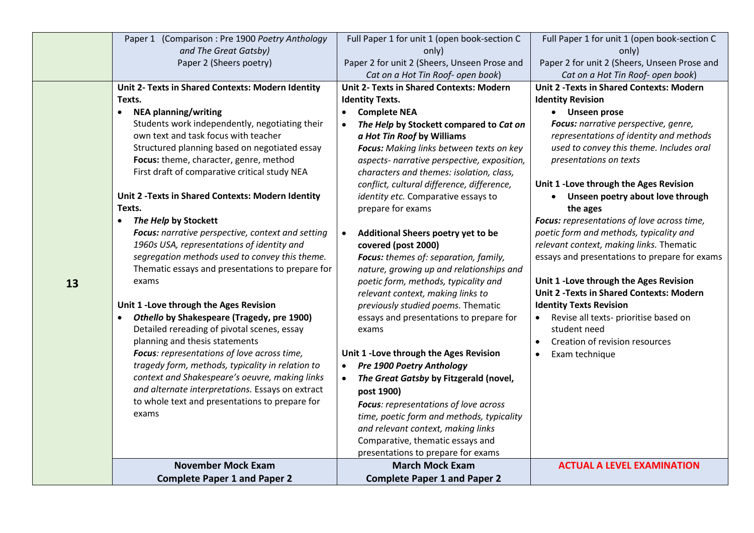| | | | |
|---|---|---|---|
| | Paper 1 (Comparison : Pre 1900 *Poetry Anthology* *and The Great Gatsby)*<br>Paper 2 (Sheers poetry) | Full Paper 1 for unit 1 (open book-section C only)<br>Paper 2 for unit 2 (Sheers, Unseen Prose and *Cat on a Hot Tin Roof- open book*) | Full Paper 1 for unit 1 (open book-section C only)<br>Paper 2 for unit 2 (Sheers, Unseen Prose and *Cat on a Hot Tin Roof- open book*) |
| **13** | **Unit 2- Texts in Shared Contexts: Modern Identity Texts.**<br>• **NEA planning/writing**<br>Students work independently, negotiating their own text and task focus with teacher<br>Structured planning based on negotiated essay<br>**Focus:** theme, character, genre, method<br>First draft of comparative critical study NEA<br><br>**Unit 2 -Texts in Shared Contexts: Modern Identity Texts.**<br>• ***The Help* by Stockett**<br>***Focus:*** *narrative perspective, context and setting 1960s USA, representations of identity and segregation methods used to convey this theme.* Thematic essays and presentations to prepare for exams<br><br>**Unit 1 -Love through the Ages Revision**<br>• ***Othello* by Shakespeare (Tragedy, pre 1900)**<br>Detailed rereading of pivotal scenes, essay planning and thesis statements<br>***Focus****: representations of love across time, tragedy form, methods, typicality in relation to context and Shakespeare's oeuvre, making links and alternate interpretations.* Essays on extract to whole text and presentations to prepare for exams | **Unit 2- Texts in Shared Contexts: Modern Identity Texts.**<br>• **Complete NEA**<br>• ***The Help* by Stockett compared to *Cat on a Hot Tin Roof* by Williams**<br>***Focus:*** *Making links between texts on key aspects- narrative perspective, exposition, characters and themes: isolation, class, conflict, cultural difference, difference, identity etc.* Comparative essays to prepare for exams<br><br>• **Additional Sheers poetry yet to be covered (post 2000)**<br>***Focus:*** *themes of: separation, family, nature, growing up and relationships and poetic form, methods, typicality and relevant context, making links to previously studied poems.* Thematic essays and presentations to prepare for exams<br><br>**Unit 1 -Love through the Ages Revision**<br>• ***Pre 1900 Poetry Anthology***<br>• ***The Great Gatsby* by Fitzgerald (novel, post 1900)**<br>***Focus****: representations of love across time, poetic form and methods, typicality and relevant context, making links*<br>Comparative, thematic essays and presentations to prepare for exams | **Unit 2 -Texts in Shared Contexts: Modern Identity Revision**<br>• **Unseen prose**<br>***Focus:*** *narrative perspective, genre, representations of identity and methods used to convey this theme. Includes oral presentations on texts*<br><br>**Unit 1 -Love through the Ages Revision**<br>• **Unseen poetry about love through the ages**<br>***Focus:*** *representations of love across time, poetic form and methods, typicality and relevant context, making links.* Thematic essays and presentations to prepare for exams<br><br>**Unit 1 -Love through the Ages Revision**<br>**Unit 2 -Texts in Shared Contexts: Modern Identity Texts Revision**<br>• Revise all texts- prioritise based on student need<br>• Creation of revision resources<br>• Exam technique |
| | **November Mock Exam**<br>**Complete Paper 1 and Paper 2** | **March Mock Exam**<br>**Complete Paper 1 and Paper 2** | **ACTUAL A LEVEL EXAMINATION** |